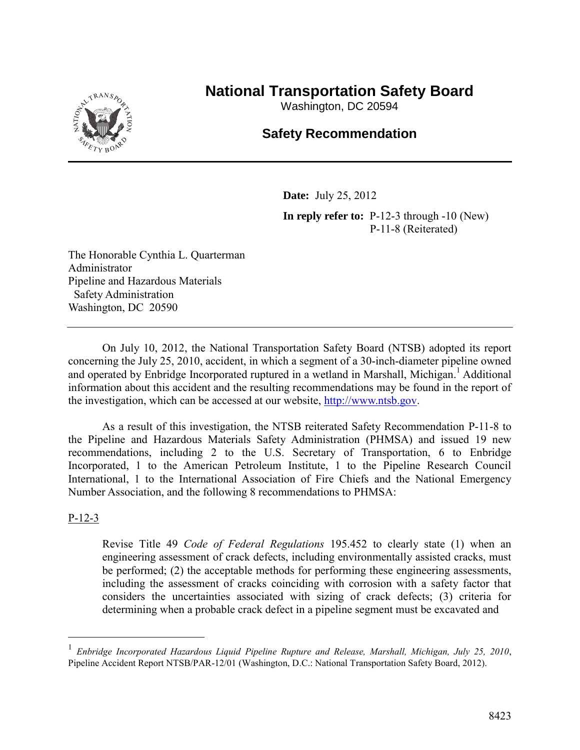# National Transportation Safety Board

Washington, DC 20594

## Safety Recommendation

**Date:** July 25, 2012

**In reply refer to:** P-12-3 through -10 (New)
P-11-8 (Reiterated)

The Honorable Cynthia L. Quarterman
Administrator
Pipeline and Hazardous Materials
Safety Administration
Washington, DC 20590

---

On July 10, 2012, the National Transportation Safety Board (NTSB) adopted its report concerning the July 25, 2010, accident, in which a segment of a 30-inch-diameter pipeline owned and operated by Enbridge Incorporated ruptured in a wetland in Marshall, Michigan.[1] Additional information about this accident and the resulting recommendations may be found in the report of the investigation, which can be accessed at our website, http://www.ntsb.gov.

As a result of this investigation, the NTSB reiterated Safety Recommendation P-11-8 to the Pipeline and Hazardous Materials Safety Administration (PHMSA) and issued 19 new recommendations, including 2 to the U.S. Secretary of Transportation, 6 to Enbridge Incorporated, 1 to the American Petroleum Institute, 1 to the Pipeline Research Council International, 1 to the International Association of Fire Chiefs and the National Emergency Number Association, and the following 8 recommendations to PHMSA:

P-12-3

> Revise Title 49 *Code of Federal Regulations* 195.452 to clearly state (1) when an engineering assessment of crack defects, including environmentally assisted cracks, must be performed; (2) the acceptable methods for performing these engineering assessments, including the assessment of cracks coinciding with corrosion with a safety factor that considers the uncertainties associated with sizing of crack defects; (3) criteria for determining when a probable crack defect in a pipeline segment must be excavated and

---

[1] *Enbridge Incorporated Hazardous Liquid Pipeline Rupture and Release, Marshall, Michigan, July 25, 2010*, Pipeline Accident Report NTSB/PAR-12/01 (Washington, D.C.: National Transportation Safety Board, 2012).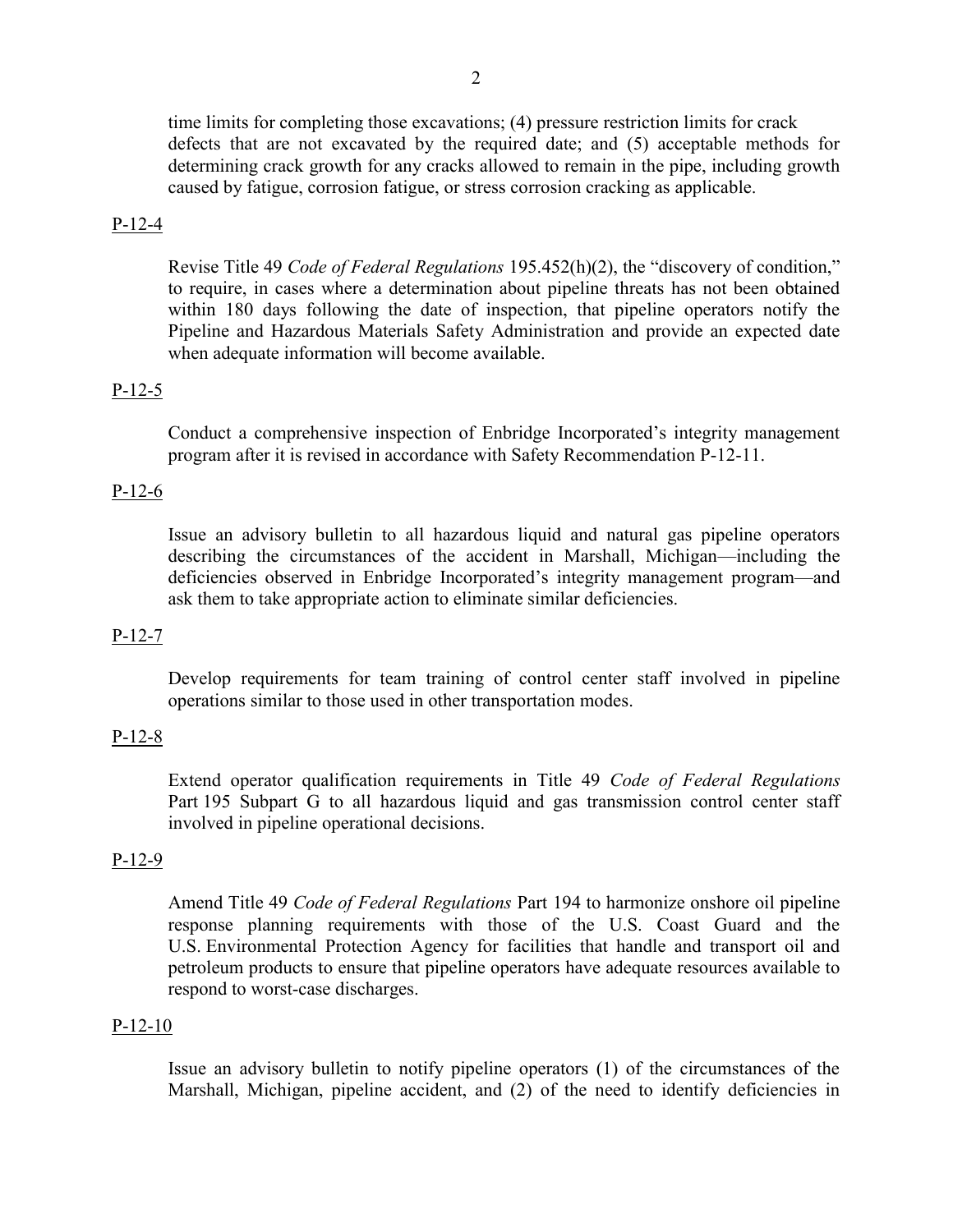time limits for completing those excavations; (4) pressure restriction limits for crack defects that are not excavated by the required date; and (5) acceptable methods for determining crack growth for any cracks allowed to remain in the pipe, including growth caused by fatigue, corrosion fatigue, or stress corrosion cracking as applicable.

P-12-4

Revise Title 49 *Code of Federal Regulations* 195.452(h)(2), the "discovery of condition," to require, in cases where a determination about pipeline threats has not been obtained within 180 days following the date of inspection, that pipeline operators notify the Pipeline and Hazardous Materials Safety Administration and provide an expected date when adequate information will become available.

P-12-5

Conduct a comprehensive inspection of Enbridge Incorporated's integrity management program after it is revised in accordance with Safety Recommendation P-12-11.

P-12-6

Issue an advisory bulletin to all hazardous liquid and natural gas pipeline operators describing the circumstances of the accident in Marshall, Michigan—including the deficiencies observed in Enbridge Incorporated's integrity management program—and ask them to take appropriate action to eliminate similar deficiencies.

P-12-7

Develop requirements for team training of control center staff involved in pipeline operations similar to those used in other transportation modes.

P-12-8

Extend operator qualification requirements in Title 49 *Code of Federal Regulations* Part 195 Subpart G to all hazardous liquid and gas transmission control center staff involved in pipeline operational decisions.

P-12-9

Amend Title 49 *Code of Federal Regulations* Part 194 to harmonize onshore oil pipeline response planning requirements with those of the U.S. Coast Guard and the U.S. Environmental Protection Agency for facilities that handle and transport oil and petroleum products to ensure that pipeline operators have adequate resources available to respond to worst-case discharges.

P-12-10

Issue an advisory bulletin to notify pipeline operators (1) of the circumstances of the Marshall, Michigan, pipeline accident, and (2) of the need to identify deficiencies in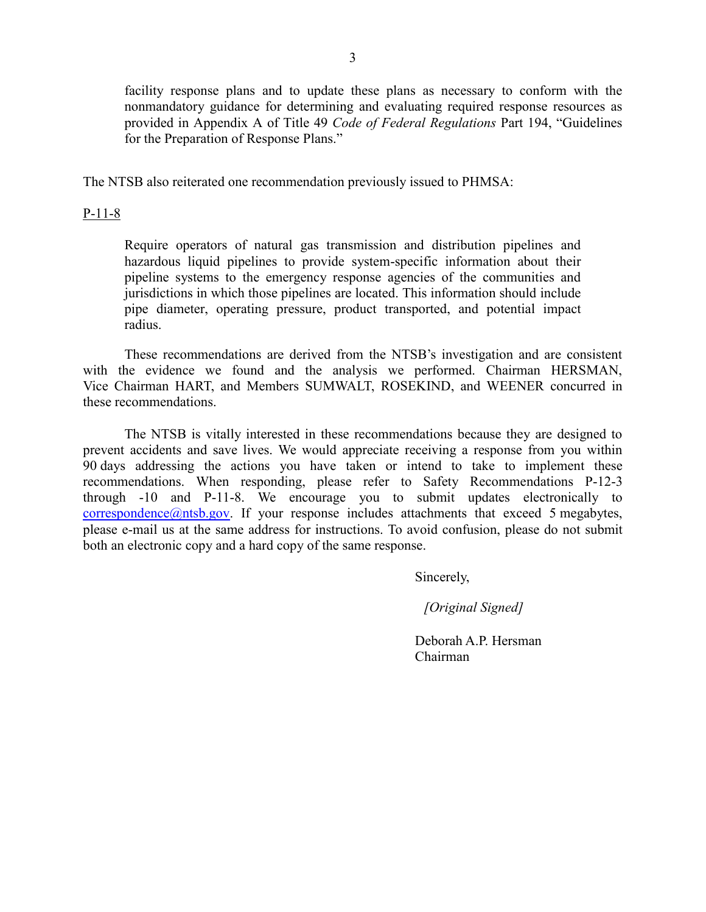> facility response plans and to update these plans as necessary to conform with the nonmandatory guidance for determining and evaluating required response resources as provided in Appendix A of Title 49 *Code of Federal Regulations* Part 194, "Guidelines for the Preparation of Response Plans."

The NTSB also reiterated one recommendation previously issued to PHMSA:

P-11-8

> Require operators of natural gas transmission and distribution pipelines and hazardous liquid pipelines to provide system-specific information about their pipeline systems to the emergency response agencies of the communities and jurisdictions in which those pipelines are located. This information should include pipe diameter, operating pressure, product transported, and potential impact radius.

These recommendations are derived from the NTSB's investigation and are consistent with the evidence we found and the analysis we performed. Chairman HERSMAN, Vice Chairman HART, and Members SUMWALT, ROSEKIND, and WEENER concurred in these recommendations.

The NTSB is vitally interested in these recommendations because they are designed to prevent accidents and save lives. We would appreciate receiving a response from you within 90 days addressing the actions you have taken or intend to take to implement these recommendations. When responding, please refer to Safety Recommendations P-12-3 through -10 and P-11-8. We encourage you to submit updates electronically to correspondence@ntsb.gov. If your response includes attachments that exceed 5 megabytes, please e-mail us at the same address for instructions. To avoid confusion, please do not submit both an electronic copy and a hard copy of the same response.

Sincerely,

*[Original Signed]*

Deborah A.P. Hersman
Chairman